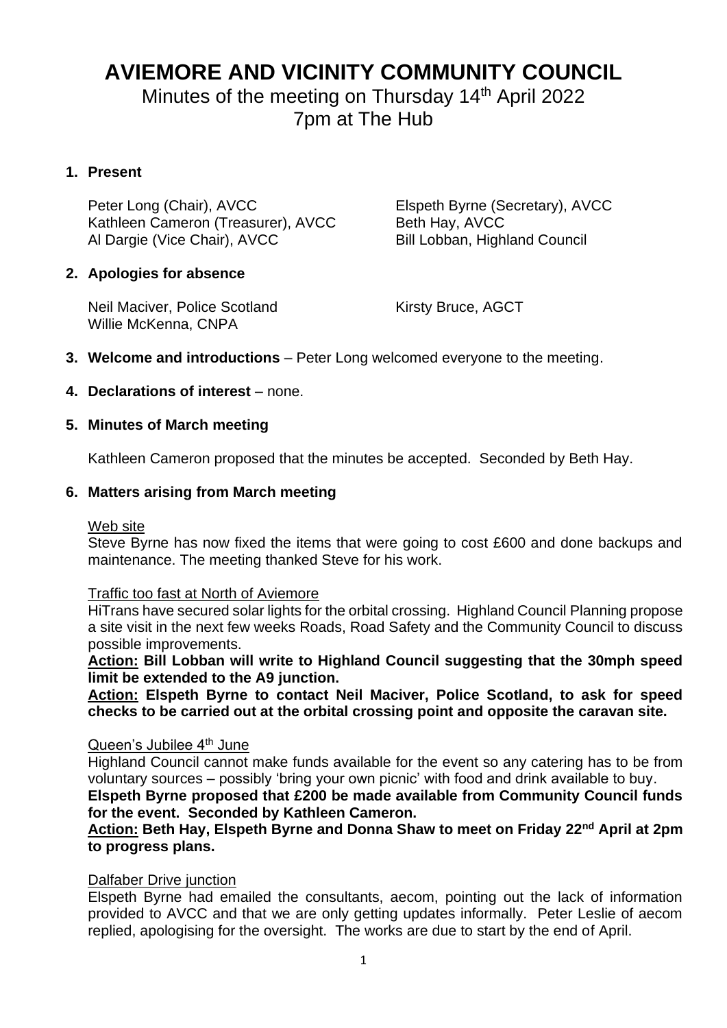# AVIEMORE AND VICINITY COMMUNITY COUNCIL

Minutes of the meeting on Thursday 14th April 2022
7pm at The Hub

## 1. Present

Peter Long (Chair), AVCC
Kathleen Cameron (Treasurer), AVCC
Al Dargie (Vice Chair), AVCC
Elspeth Byrne (Secretary), AVCC
Beth Hay, AVCC
Bill Lobban, Highland Council

## 2. Apologies for absence

Neil Maciver, Police Scotland
Willie McKenna, CNPA
Kirsty Bruce, AGCT

## 3. Welcome and introductions – Peter Long welcomed everyone to the meeting.

## 4. Declarations of interest – none.

## 5. Minutes of March meeting

Kathleen Cameron proposed that the minutes be accepted. Seconded by Beth Hay.

## 6. Matters arising from March meeting

Web site

Steve Byrne has now fixed the items that were going to cost £600 and done backups and maintenance. The meeting thanked Steve for his work.

Traffic too fast at North of Aviemore

HiTrans have secured solar lights for the orbital crossing. Highland Council Planning propose a site visit in the next few weeks Roads, Road Safety and the Community Council to discuss possible improvements.

**Action: Bill Lobban will write to Highland Council suggesting that the 30mph speed limit be extended to the A9 junction.**

**Action: Elspeth Byrne to contact Neil Maciver, Police Scotland, to ask for speed checks to be carried out at the orbital crossing point and opposite the caravan site.**

Queen's Jubilee 4th June

Highland Council cannot make funds available for the event so any catering has to be from voluntary sources – possibly 'bring your own picnic' with food and drink available to buy.

**Elspeth Byrne proposed that £200 be made available from Community Council funds for the event. Seconded by Kathleen Cameron.**

**Action: Beth Hay, Elspeth Byrne and Donna Shaw to meet on Friday 22nd April at 2pm to progress plans.**

Dalfaber Drive junction

Elspeth Byrne had emailed the consultants, aecom, pointing out the lack of information provided to AVCC and that we are only getting updates informally. Peter Leslie of aecom replied, apologising for the oversight. The works are due to start by the end of April.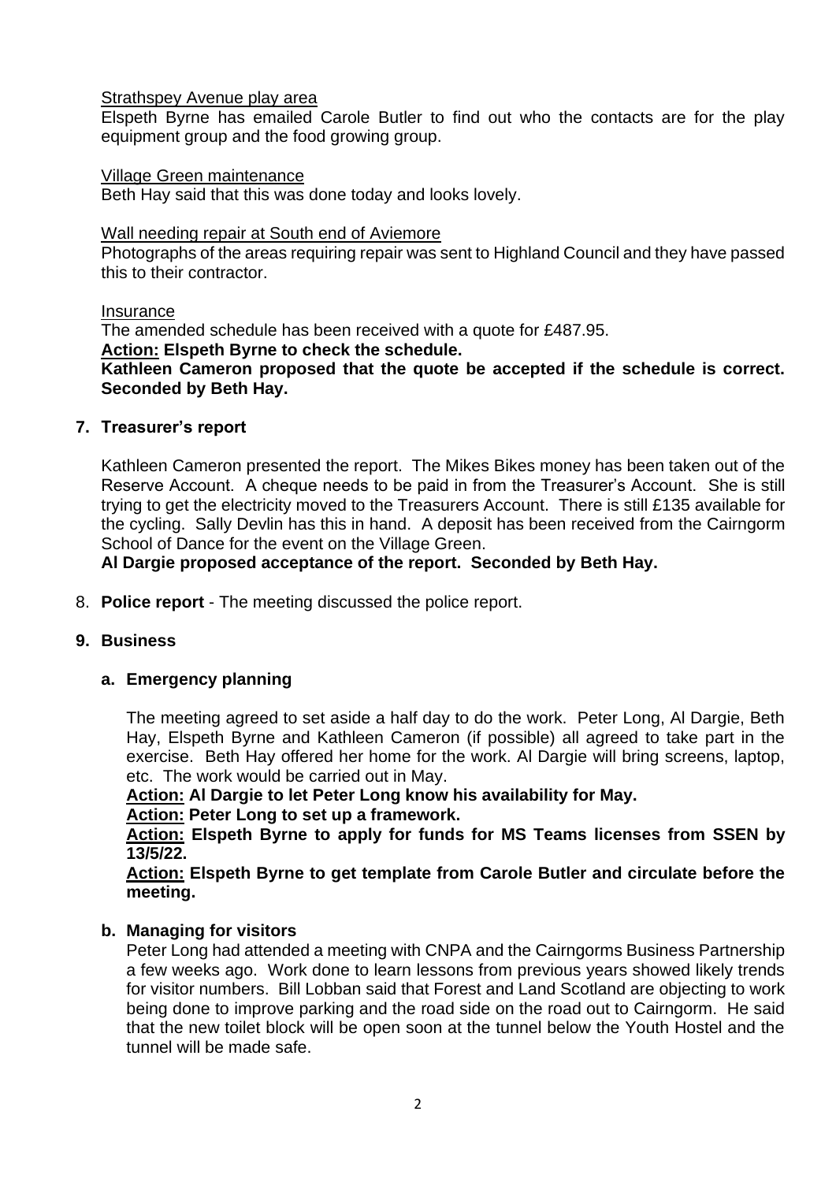Strathspey Avenue play area

Elspeth Byrne has emailed Carole Butler to find out who the contacts are for the play equipment group and the food growing group.

Village Green maintenance

Beth Hay said that this was done today and looks lovely.

Wall needing repair at South end of Aviemore

Photographs of the areas requiring repair was sent to Highland Council and they have passed this to their contractor.

Insurance

The amended schedule has been received with a quote for £487.95.

**Action: Elspeth Byrne to check the schedule.**

**Kathleen Cameron proposed that the quote be accepted if the schedule is correct. Seconded by Beth Hay.**

## 7. Treasurer's report

Kathleen Cameron presented the report. The Mikes Bikes money has been taken out of the Reserve Account. A cheque needs to be paid in from the Treasurer's Account. She is still trying to get the electricity moved to the Treasurers Account. There is still £135 available for the cycling. Sally Devlin has this in hand. A deposit has been received from the Cairngorm School of Dance for the event on the Village Green.

**Al Dargie proposed acceptance of the report. Seconded by Beth Hay.**

8. **Police report** - The meeting discussed the police report.

## 9. Business

### a. Emergency planning

The meeting agreed to set aside a half day to do the work. Peter Long, Al Dargie, Beth Hay, Elspeth Byrne and Kathleen Cameron (if possible) all agreed to take part in the exercise. Beth Hay offered her home for the work. Al Dargie will bring screens, laptop, etc. The work would be carried out in May.

**Action: Al Dargie to let Peter Long know his availability for May.**

**Action: Peter Long to set up a framework.**

**Action: Elspeth Byrne to apply for funds for MS Teams licenses from SSEN by 13/5/22.**

**Action: Elspeth Byrne to get template from Carole Butler and circulate before the meeting.**

### b. Managing for visitors

Peter Long had attended a meeting with CNPA and the Cairngorms Business Partnership a few weeks ago. Work done to learn lessons from previous years showed likely trends for visitor numbers. Bill Lobban said that Forest and Land Scotland are objecting to work being done to improve parking and the road side on the road out to Cairngorm. He said that the new toilet block will be open soon at the tunnel below the Youth Hostel and the tunnel will be made safe.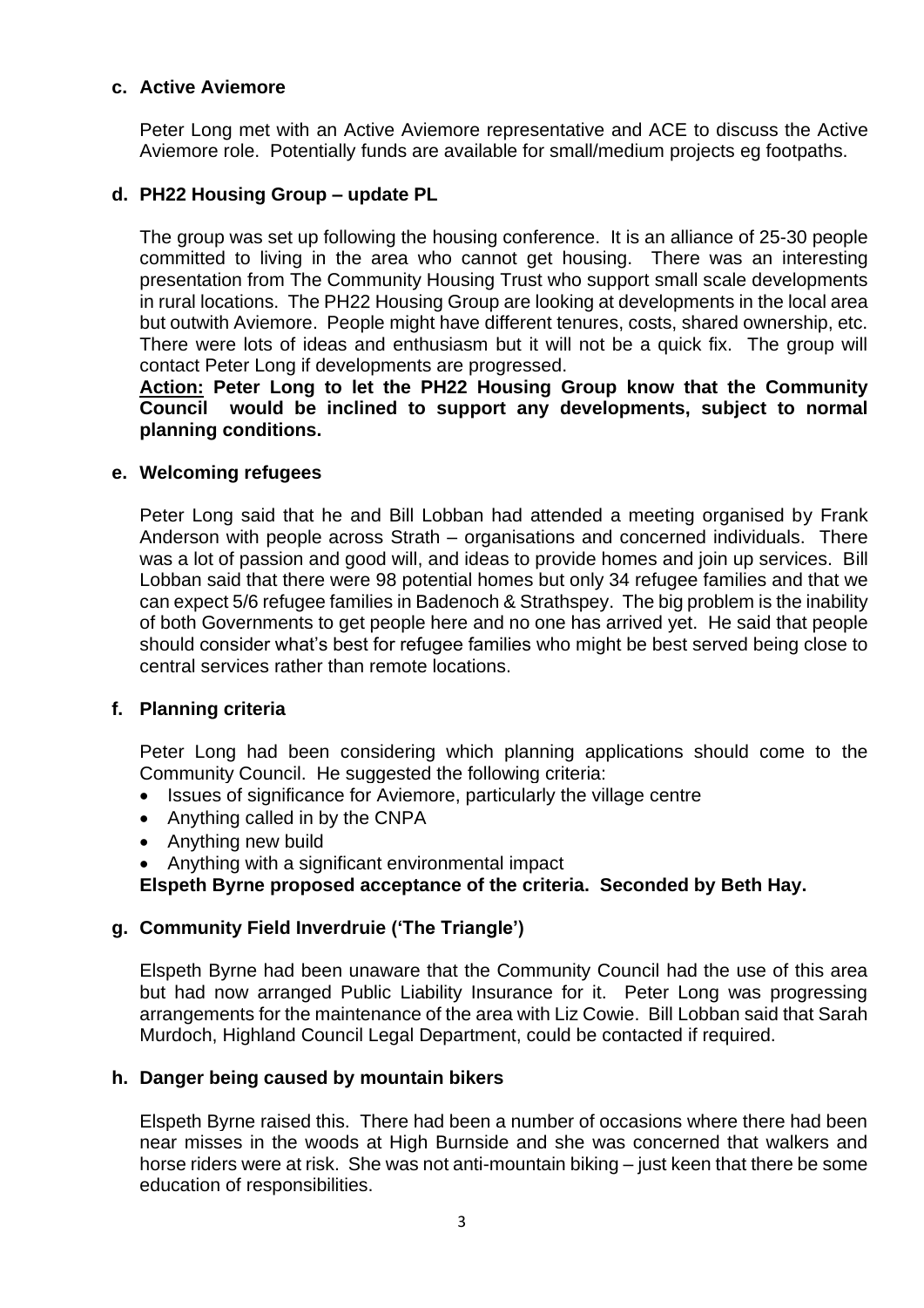**c. Active Aviemore**

Peter Long met with an Active Aviemore representative and ACE to discuss the Active Aviemore role. Potentially funds are available for small/medium projects eg footpaths.

**d. PH22 Housing Group – update PL**

The group was set up following the housing conference. It is an alliance of 25-30 people committed to living in the area who cannot get housing. There was an interesting presentation from The Community Housing Trust who support small scale developments in rural locations. The PH22 Housing Group are looking at developments in the local area but outwith Aviemore. People might have different tenures, costs, shared ownership, etc. There were lots of ideas and enthusiasm but it will not be a quick fix. The group will contact Peter Long if developments are progressed.

**Action: Peter Long to let the PH22 Housing Group know that the Community Council would be inclined to support any developments, subject to normal planning conditions.**

**e. Welcoming refugees**

Peter Long said that he and Bill Lobban had attended a meeting organised by Frank Anderson with people across Strath – organisations and concerned individuals. There was a lot of passion and good will, and ideas to provide homes and join up services. Bill Lobban said that there were 98 potential homes but only 34 refugee families and that we can expect 5/6 refugee families in Badenoch & Strathspey. The big problem is the inability of both Governments to get people here and no one has arrived yet. He said that people should consider what's best for refugee families who might be best served being close to central services rather than remote locations.

**f. Planning criteria**

Peter Long had been considering which planning applications should come to the Community Council. He suggested the following criteria:

- Issues of significance for Aviemore, particularly the village centre
- Anything called in by the CNPA
- Anything new build
- Anything with a significant environmental impact

**Elspeth Byrne proposed acceptance of the criteria. Seconded by Beth Hay.**

**g. Community Field Inverdruie ('The Triangle')**

Elspeth Byrne had been unaware that the Community Council had the use of this area but had now arranged Public Liability Insurance for it. Peter Long was progressing arrangements for the maintenance of the area with Liz Cowie. Bill Lobban said that Sarah Murdoch, Highland Council Legal Department, could be contacted if required.

**h. Danger being caused by mountain bikers**

Elspeth Byrne raised this. There had been a number of occasions where there had been near misses in the woods at High Burnside and she was concerned that walkers and horse riders were at risk. She was not anti-mountain biking – just keen that there be some education of responsibilities.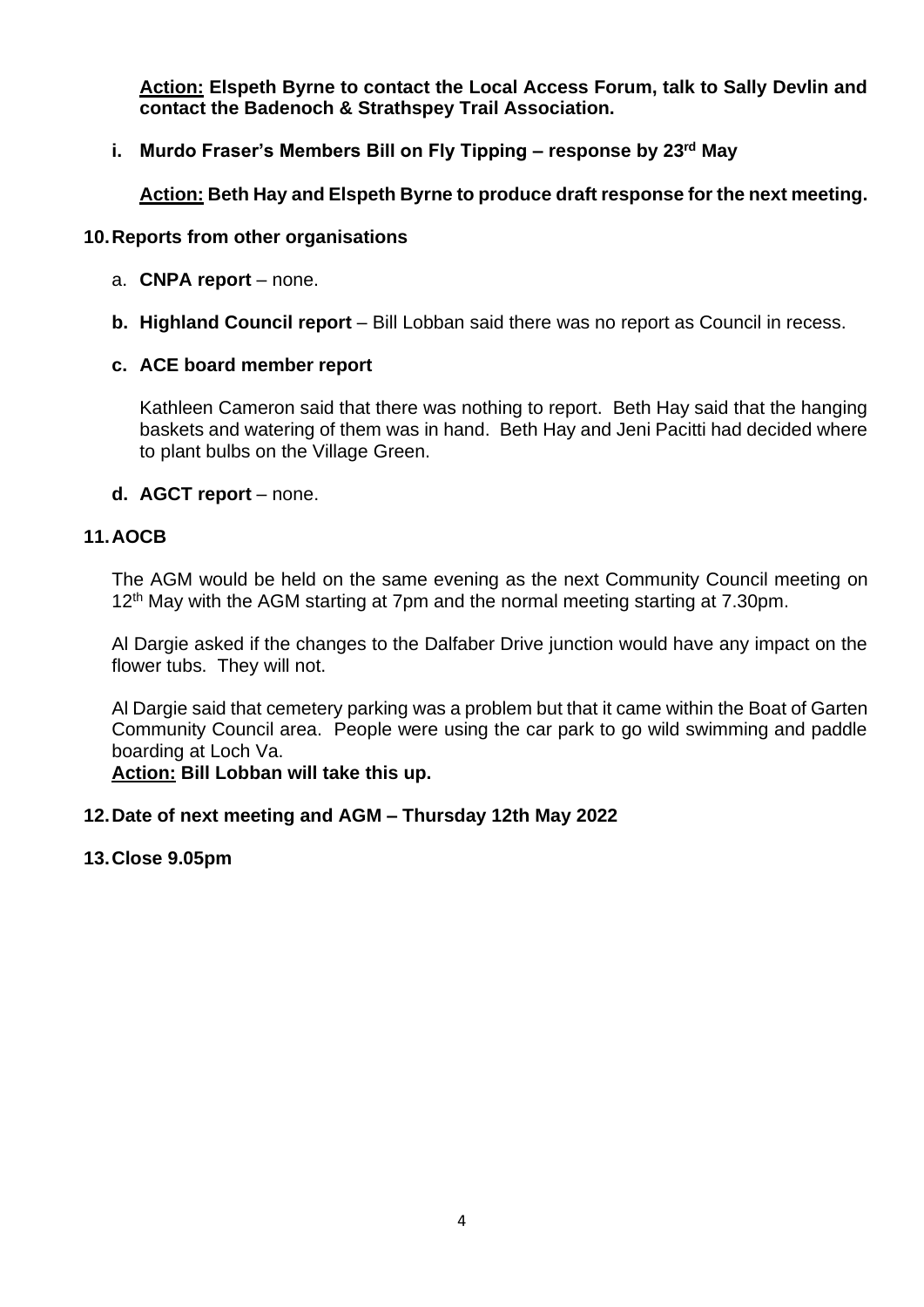**Action: Elspeth Byrne to contact the Local Access Forum, talk to Sally Devlin and contact the Badenoch & Strathspey Trail Association.**

i. **Murdo Fraser's Members Bill on Fly Tipping – response by 23rd May**

**Action: Beth Hay and Elspeth Byrne to produce draft response for the next meeting.**

## 10. Reports from other organisations

a. **CNPA report** – none.

b. **Highland Council report** – Bill Lobban said there was no report as Council in recess.

c. **ACE board member report**

Kathleen Cameron said that there was nothing to report. Beth Hay said that the hanging baskets and watering of them was in hand. Beth Hay and Jeni Pacitti had decided where to plant bulbs on the Village Green.

d. **AGCT report** – none.

## 11. AOCB

The AGM would be held on the same evening as the next Community Council meeting on 12th May with the AGM starting at 7pm and the normal meeting starting at 7.30pm.

Al Dargie asked if the changes to the Dalfaber Drive junction would have any impact on the flower tubs. They will not.

Al Dargie said that cemetery parking was a problem but that it came within the Boat of Garten Community Council area. People were using the car park to go wild swimming and paddle boarding at Loch Va.

**Action: Bill Lobban will take this up.**

## 12. Date of next meeting and AGM – Thursday 12th May 2022

## 13. Close 9.05pm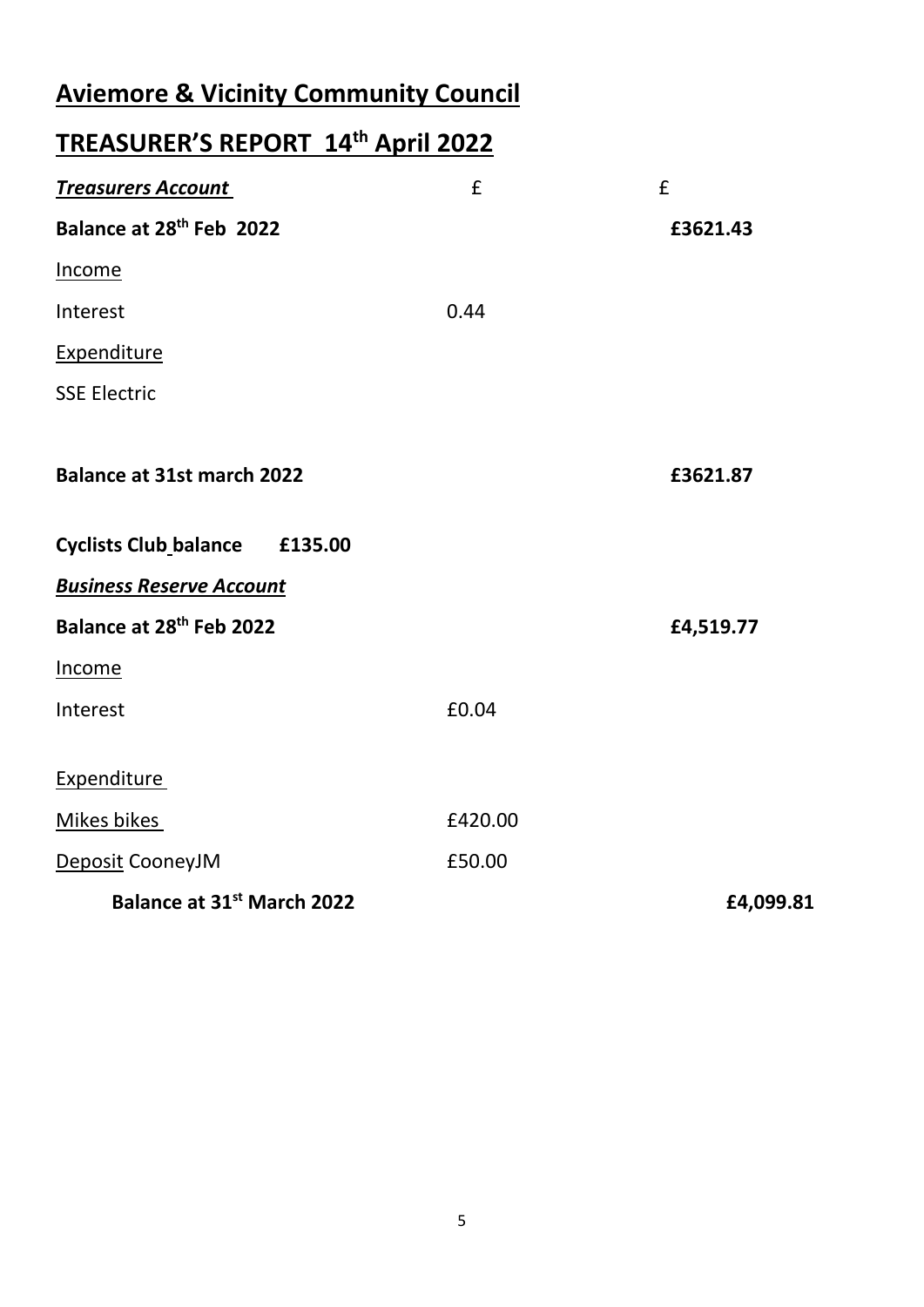# Aviemore & Vicinity Community Council

## TREASURER'S REPORT 14th April 2022

| | | |
|---|---|---|
| ***Treasurers Account*** | £ | £ |
| **Balance at 28th Feb 2022** | | **£3621.43** |
| Income | | |
| Interest | 0.44 | |
| Expenditure | | |
| SSE Electric | | |
| **Balance at 31st march 2022** | | **£3621.87** |
| **Cyclists Club balance £135.00** | | |
| ***Business Reserve Account*** | | |
| **Balance at 28th Feb 2022** | | **£4,519.77** |
| Income | | |
| Interest | £0.04 | |
| Expenditure | | |
| Mikes bikes | £420.00 | |
| Deposit CooneyJM | £50.00 | |
| **Balance at 31st March 2022** | | **£4,099.81** |